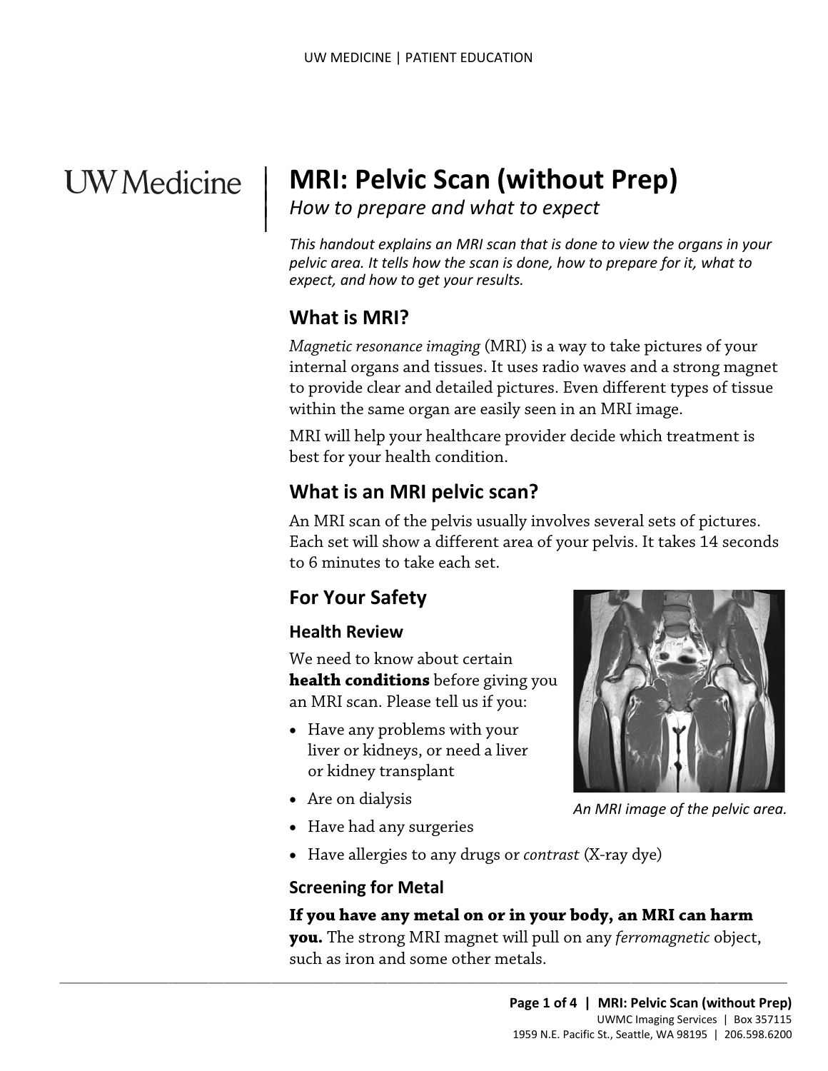# MRI: Pelvic Scan (without Prep)

*How to prepare and what to expect*

*This handout explains an MRI scan that is done to view the organs in your pelvic area. It tells how the scan is done, how to prepare for it, what to expect, and how to get your results.*

## What is MRI?

*Magnetic resonance imaging* (MRI) is a way to take pictures of your internal organs and tissues. It uses radio waves and a strong magnet to provide clear and detailed pictures. Even different types of tissue within the same organ are easily seen in an MRI image.

MRI will help your healthcare provider decide which treatment is best for your health condition.

## What is an MRI pelvic scan?

An MRI scan of the pelvis usually involves several sets of pictures. Each set will show a different area of your pelvis. It takes 14 seconds to 6 minutes to take each set.

## For Your Safety

### Health Review

We need to know about certain **health conditions** before giving you an MRI scan. Please tell us if you:

- Have any problems with your liver or kidneys, or need a liver or kidney transplant
- Are on dialysis
- Have had any surgeries
- Have allergies to any drugs or *contrast* (X-ray dye)

*An MRI image of the pelvic area.*

### Screening for Metal

**If you have any metal on or in your body, an MRI can harm you.** The strong MRI magnet will pull on any *ferromagnetic* object, such as iron and some other metals.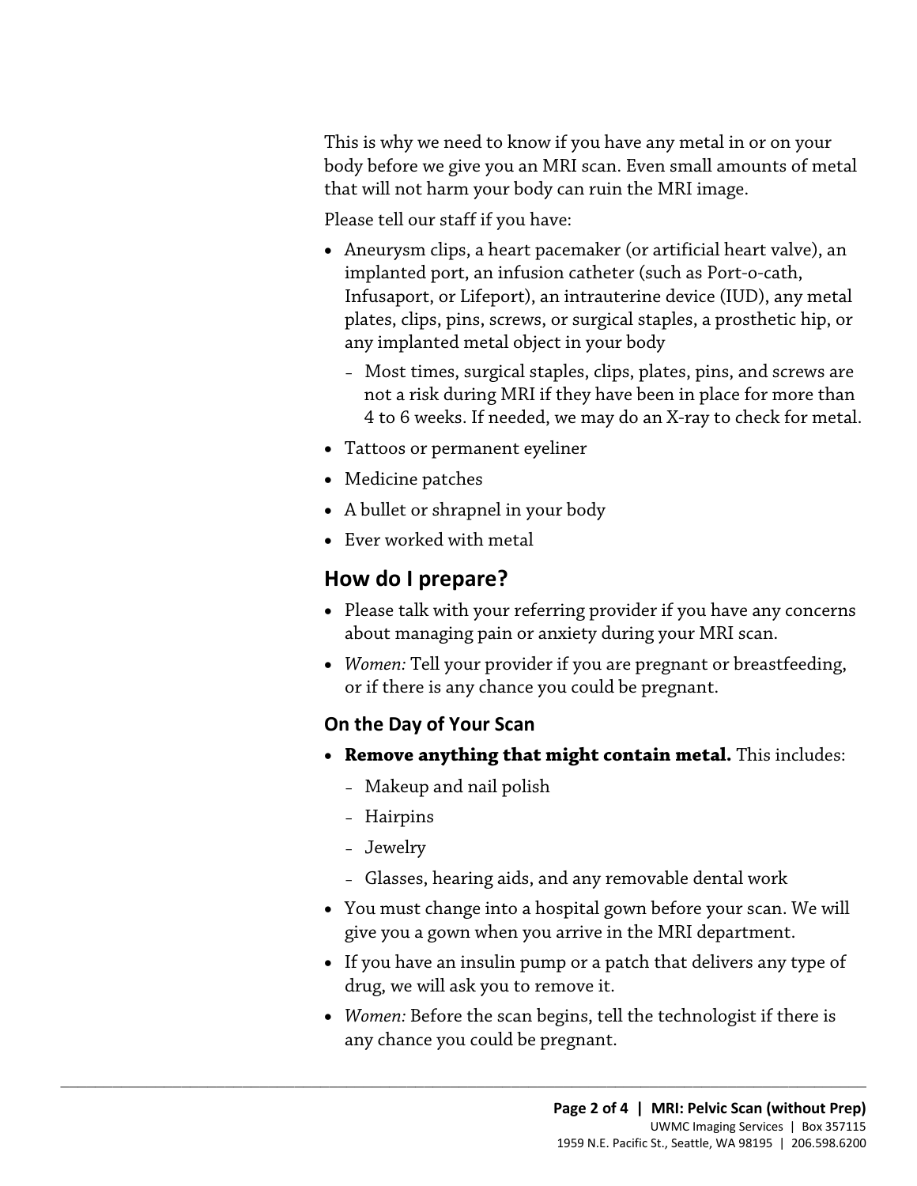This is why we need to know if you have any metal in or on your body before we give you an MRI scan. Even small amounts of metal that will not harm your body can ruin the MRI image.

Please tell our staff if you have:

- Aneurysm clips, a heart pacemaker (or artificial heart valve), an implanted port, an infusion catheter (such as Port-o-cath, Infusaport, or Lifeport), an intrauterine device (IUD), any metal plates, clips, pins, screws, or surgical staples, a prosthetic hip, or any implanted metal object in your body
  - Most times, surgical staples, clips, plates, pins, and screws are not a risk during MRI if they have been in place for more than 4 to 6 weeks. If needed, we may do an X-ray to check for metal.
- Tattoos or permanent eyeliner
- Medicine patches
- A bullet or shrapnel in your body
- Ever worked with metal

## How do I prepare?

- Please talk with your referring provider if you have any concerns about managing pain or anxiety during your MRI scan.
- *Women:* Tell your provider if you are pregnant or breastfeeding, or if there is any chance you could be pregnant.

### On the Day of Your Scan

- **Remove anything that might contain metal.** This includes:
  - Makeup and nail polish
  - Hairpins
  - Jewelry
  - Glasses, hearing aids, and any removable dental work
- You must change into a hospital gown before your scan. We will give you a gown when you arrive in the MRI department.
- If you have an insulin pump or a patch that delivers any type of drug, we will ask you to remove it.
- *Women:* Before the scan begins, tell the technologist if there is any chance you could be pregnant.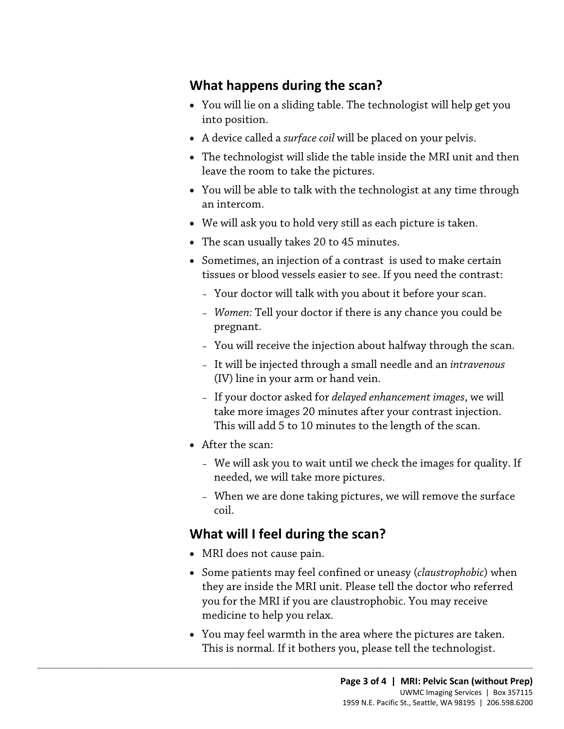## What happens during the scan?

- You will lie on a sliding table. The technologist will help get you into position.
- A device called a *surface coil* will be placed on your pelvis.
- The technologist will slide the table inside the MRI unit and then leave the room to take the pictures.
- You will be able to talk with the technologist at any time through an intercom.
- We will ask you to hold very still as each picture is taken.
- The scan usually takes 20 to 45 minutes.
- Sometimes, an injection of a contrast is used to make certain tissues or blood vessels easier to see. If you need the contrast:
  - Your doctor will talk with you about it before your scan.
  - *Women:* Tell your doctor if there is any chance you could be pregnant.
  - You will receive the injection about halfway through the scan.
  - It will be injected through a small needle and an *intravenous* (IV) line in your arm or hand vein.
  - If your doctor asked for *delayed enhancement images*, we will take more images 20 minutes after your contrast injection. This will add 5 to 10 minutes to the length of the scan.
- After the scan:
  - We will ask you to wait until we check the images for quality. If needed, we will take more pictures.
  - When we are done taking pictures, we will remove the surface coil.

## What will I feel during the scan?

- MRI does not cause pain.
- Some patients may feel confined or uneasy (*claustrophobic*) when they are inside the MRI unit. Please tell the doctor who referred you for the MRI if you are claustrophobic. You may receive medicine to help you relax.
- You may feel warmth in the area where the pictures are taken. This is normal. If it bothers you, please tell the technologist.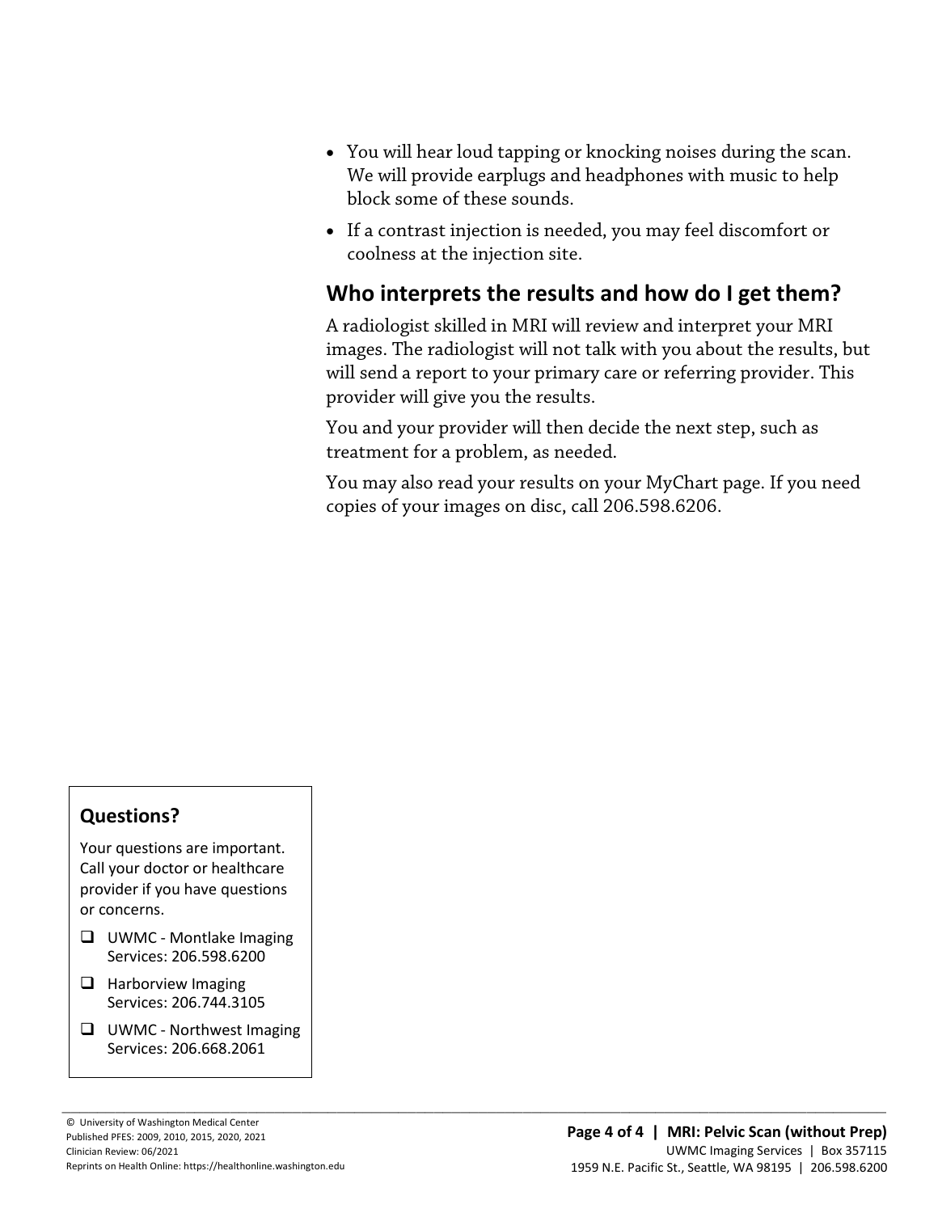- You will hear loud tapping or knocking noises during the scan. We will provide earplugs and headphones with music to help block some of these sounds.
- If a contrast injection is needed, you may feel discomfort or coolness at the injection site.

## Who interprets the results and how do I get them?

A radiologist skilled in MRI will review and interpret your MRI images. The radiologist will not talk with you about the results, but will send a report to your primary care or referring provider. This provider will give you the results.

You and your provider will then decide the next step, such as treatment for a problem, as needed.

You may also read your results on your MyChart page. If you need copies of your images on disc, call 206.598.6206.

### Questions?

Your questions are important. Call your doctor or healthcare provider if you have questions or concerns.

- ❑ UWMC - Montlake Imaging Services: 206.598.6200
- ❑ Harborview Imaging Services: 206.744.3105
- ❑ UWMC - Northwest Imaging Services: 206.668.2061

© University of Washington Medical Center
Published PFES: 2009, 2010, 2015, 2020, 2021
Clinician Review: 06/2021
Reprints on Health Online: https://healthonline.washington.edu

**MRI: Pelvic Scan (without Prep)**
UWMC Imaging Services | Box 357115
1959 N.E. Pacific St., Seattle, WA 98195 | 206.598.6200